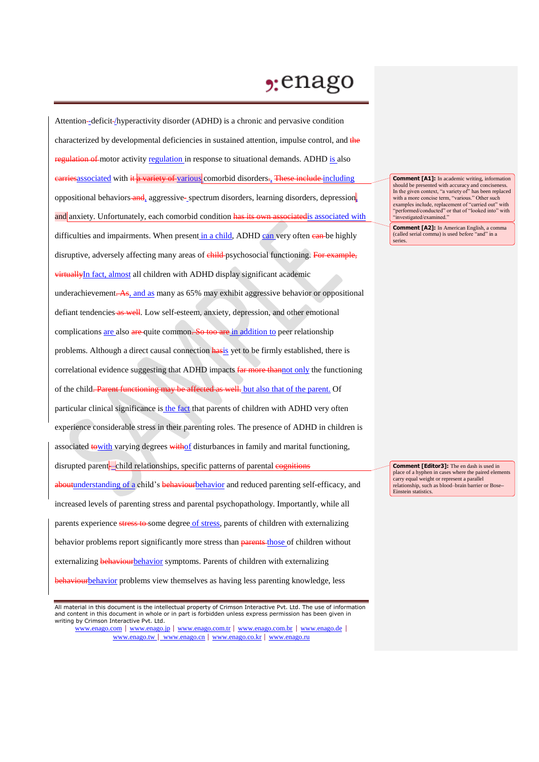Attention~~-~~–deficit–~~/~~hyperactivity disorder (ADHD) is a chronic and pervasive condition characterized by developmental deficiencies in sustained attention, impulse control, and ~~the regulation of~~ motor activity regulation in response to situational demands. ADHD is also ~~carries~~associated with ~~it a variety of~~ various comorbid disorders~~.~~, ~~These include~~ including oppositional behaviors~~ and~~, aggressive~~-~~ spectrum disorders, learning disorders, depression, and anxiety. Unfortunately, each comorbid condition ~~has its own associated~~is associated with difficulties and impairments. When present in a child, ADHD can very often ~~can~~ be highly disruptive, adversely affecting many areas of ~~child~~ psychosocial functioning. ~~For example, virtually~~In fact, almost all children with ADHD display significant academic underachievement~~. As~~, and as many as 65% may exhibit aggressive behavior or oppositional defiant tendencies~~ as well~~. Low self-esteem, anxiety, depression, and other emotional complications are also ~~are~~ quite common~~. So too are~~ in addition to peer relationship problems. Although a direct causal connection ~~has~~is yet to be firmly established, there is correlational evidence suggesting that ADHD impacts ~~far more than~~not only the functioning of the child~~. Parent functioning may be affected as well.~~ but also that of the parent. Of particular clinical significance is the fact that parents of children with ADHD very often experience considerable stress in their parenting roles. The presence of ADHD in children is associated ~~to~~with varying degrees ~~with~~of disturbances in family and marital functioning, disrupted parent~~-~~–child relationships, specific patterns of parental ~~cognitions about~~understanding of a child's ~~behaviour~~behavior and reduced parenting self-efficacy, and increased levels of parenting stress and parental psychopathology. Importantly, while all parents experience ~~stress to~~ some degree of stress, parents of children with externalizing behavior problems report significantly more stress than ~~parents~~ those of children without externalizing ~~behaviour~~behavior symptoms. Parents of children with externalizing ~~behaviour~~behavior problems view themselves as having less parenting knowledge, less

**Comment [A1]:** In academic writing, information should be presented with accuracy and conciseness. In the given context, "a variety of" has been replaced with a more concise term, "various." Other such examples include, replacement of "carried out" with "performed/conducted" or that of "looked into" with "investigated/examined."

**Comment [A2]:** In American English, a comma (called serial comma) is used before "and" in a series.

**Comment [Editor3]:** The en dash is used in place of a hyphen in cases where the paired elements carry equal weight or represent a parallel relationship, such as blood–brain barrier or Bose–Einstein statistics.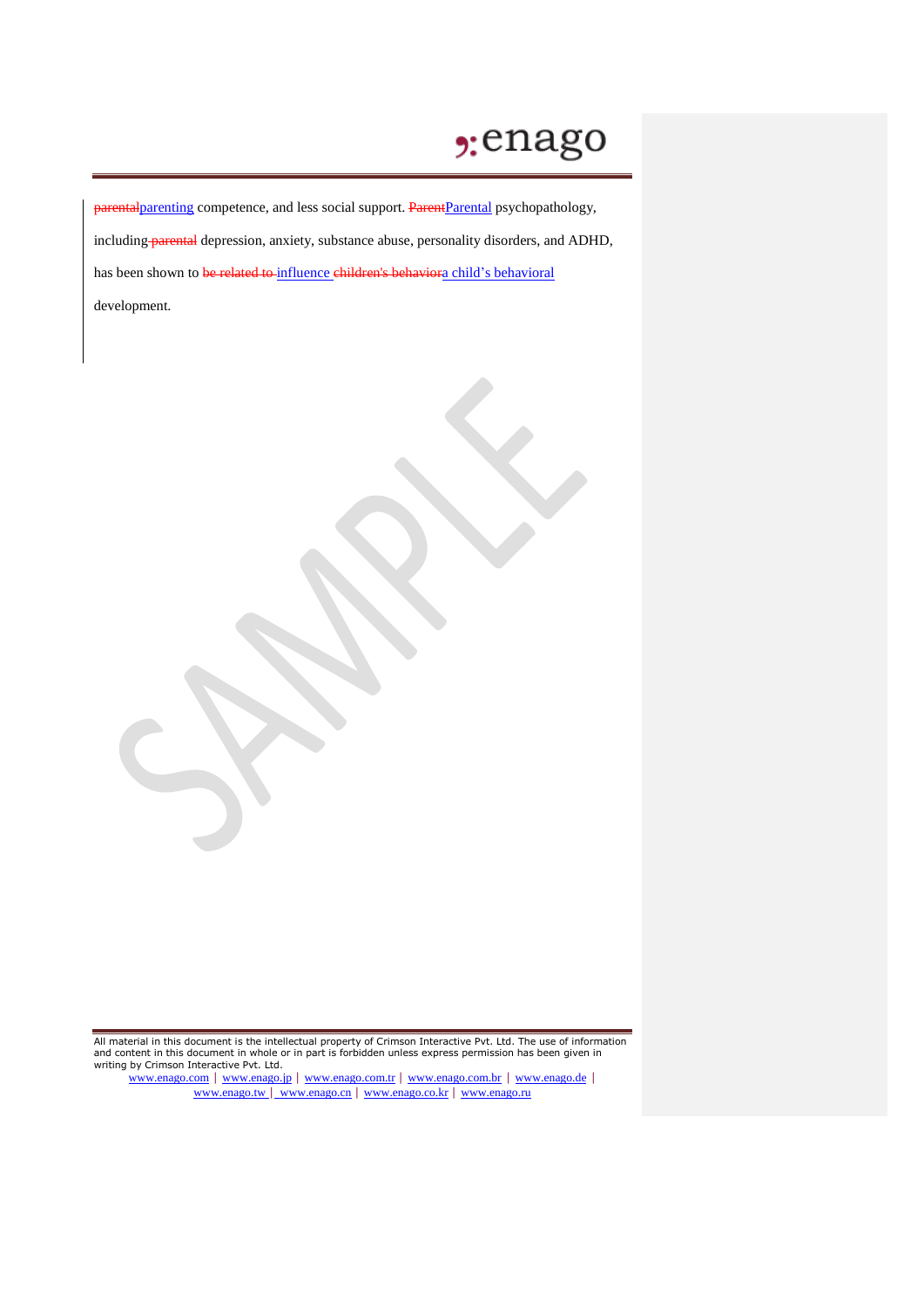~~parental~~parenting competence, and less social support. ~~Parent~~Parental psychopathology, including ~~parental~~ depression, anxiety, substance abuse, personality disorders, and ADHD, has been shown to ~~be related to~~ influence ~~children's behavior~~a child's behavioral development.